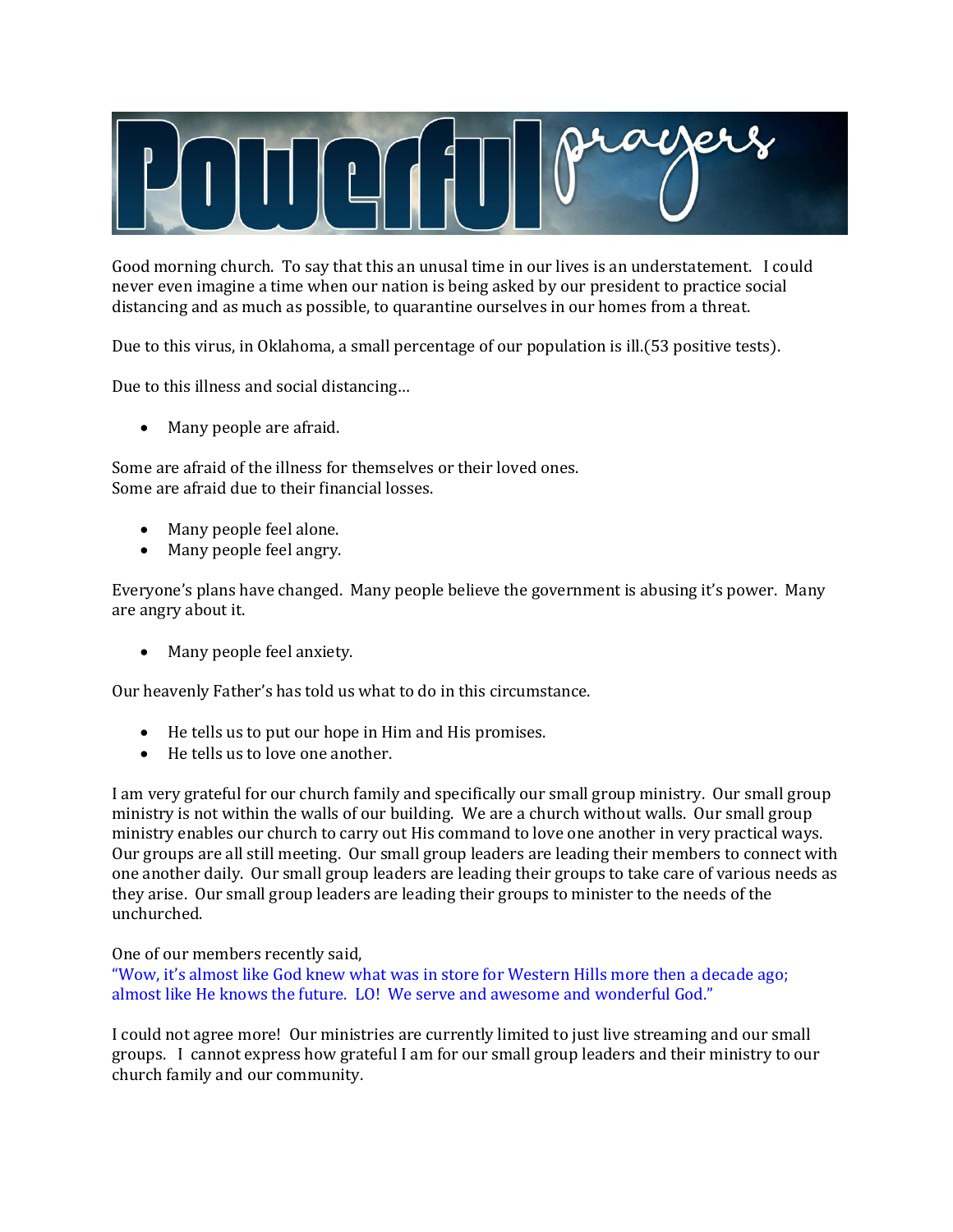# Powerful prayers

Good morning church. To say that this an unusal time in our lives is an understatement. I could never even imagine a time when our nation is being asked by our president to practice social distancing and as much as possible, to quarantine ourselves in our homes from a threat.

Due to this virus, in Oklahoma, a small percentage of our population is ill.(53 positive tests).

Due to this illness and social distancing…

- Many people are afraid.

Some are afraid of the illness for themselves or their loved ones.
Some are afraid due to their financial losses.

- Many people feel alone.
- Many people feel angry.

Everyone's plans have changed. Many people believe the government is abusing it's power. Many are angry about it.

- Many people feel anxiety.

Our heavenly Father's has told us what to do in this circumstance.

- He tells us to put our hope in Him and His promises.
- He tells us to love one another.

I am very grateful for our church family and specifically our small group ministry. Our small group ministry is not within the walls of our building. We are a church without walls. Our small group ministry enables our church to carry out His command to love one another in very practical ways. Our groups are all still meeting. Our small group leaders are leading their members to connect with one another daily. Our small group leaders are leading their groups to take care of various needs as they arise. Our small group leaders are leading their groups to minister to the needs of the unchurched.

One of our members recently said,
"Wow, it's almost like God knew what was in store for Western Hills more then a decade ago; almost like He knows the future. LO! We serve and awesome and wonderful God."

I could not agree more! Our ministries are currently limited to just live streaming and our small groups. I cannot express how grateful I am for our small group leaders and their ministry to our church family and our community.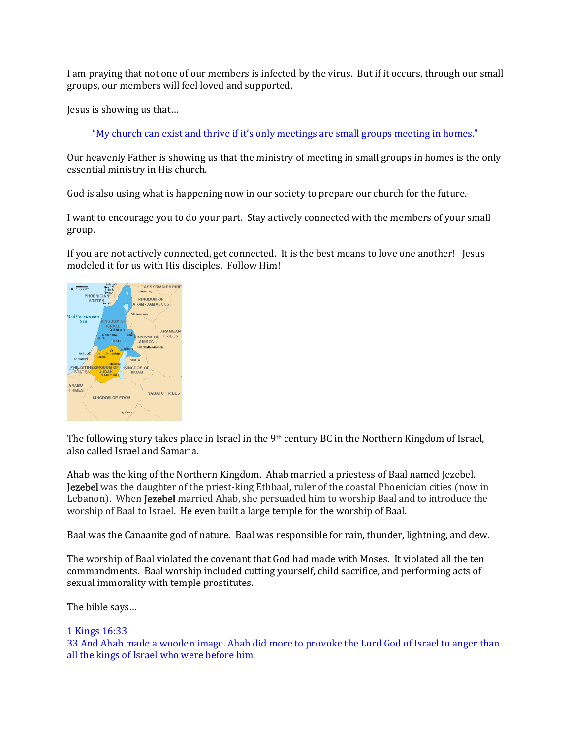I am praying that not one of our members is infected by the virus. But if it occurs, through our small groups, our members will feel loved and supported.

Jesus is showing us that…

> "My church can exist and thrive if it's only meetings are small groups meeting in homes."

Our heavenly Father is showing us that the ministry of meeting in small groups in homes is the only essential ministry in His church.

God is also using what is happening now in our society to prepare our church for the future.

I want to encourage you to do your part. Stay actively connected with the members of your small group.

If you are not actively connected, get connected. It is the best means to love one another! Jesus modeled it for us with His disciples. Follow Him!

The following story takes place in Israel in the 9th century BC in the Northern Kingdom of Israel, also called Israel and Samaria.

Ahab was the king of the Northern Kingdom. Ahab married a priestess of Baal named Jezebel. **Jezebel** was the daughter of the priest-king Ethbaal, ruler of the coastal Phoenician cities (now in Lebanon). When **Jezebel** married Ahab, she persuaded him to worship Baal and to introduce the worship of Baal to Israel. He even built a large temple for the worship of Baal.

Baal was the Canaanite god of nature. Baal was responsible for rain, thunder, lightning, and dew.

The worship of Baal violated the covenant that God had made with Moses. It violated all the ten commandments. Baal worship included cutting yourself, child sacrifice, and performing acts of sexual immorality with temple prostitutes.

The bible says…

1 Kings 16:33
33 And Ahab made a wooden image. Ahab did more to provoke the Lord God of Israel to anger than all the kings of Israel who were before him.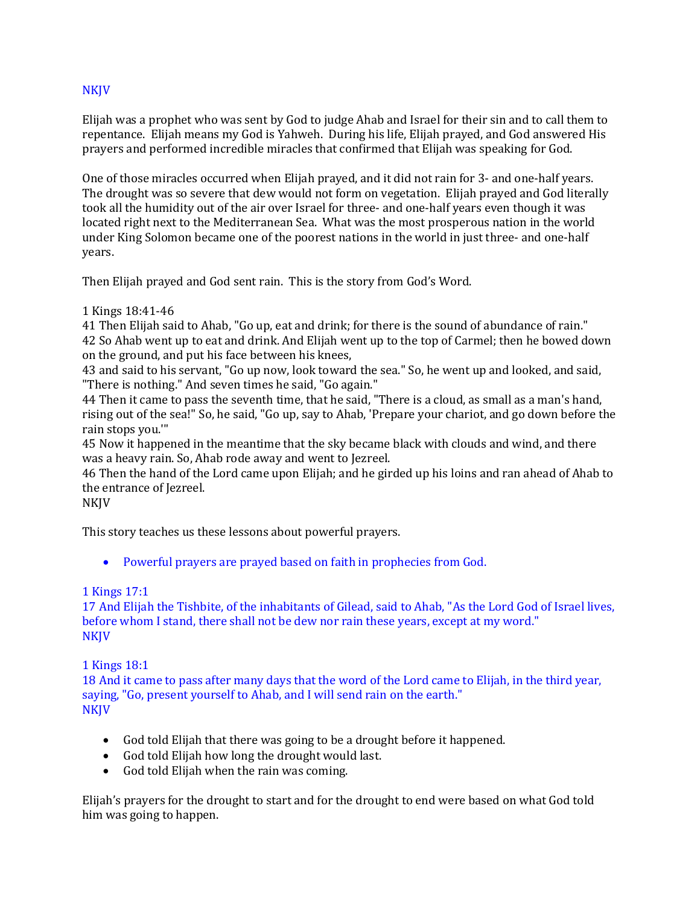NKJV

Elijah was a prophet who was sent by God to judge Ahab and Israel for their sin and to call them to repentance. Elijah means my God is Yahweh. During his life, Elijah prayed, and God answered His prayers and performed incredible miracles that confirmed that Elijah was speaking for God.

One of those miracles occurred when Elijah prayed, and it did not rain for 3- and one-half years. The drought was so severe that dew would not form on vegetation. Elijah prayed and God literally took all the humidity out of the air over Israel for three- and one-half years even though it was located right next to the Mediterranean Sea. What was the most prosperous nation in the world under King Solomon became one of the poorest nations in the world in just three- and one-half years.

Then Elijah prayed and God sent rain. This is the story from God's Word.

1 Kings 18:41-46
41 Then Elijah said to Ahab, "Go up, eat and drink; for there is the sound of abundance of rain."
42 So Ahab went up to eat and drink. And Elijah went up to the top of Carmel; then he bowed down on the ground, and put his face between his knees,
43 and said to his servant, "Go up now, look toward the sea." So, he went up and looked, and said, "There is nothing." And seven times he said, "Go again."
44 Then it came to pass the seventh time, that he said, "There is a cloud, as small as a man's hand, rising out of the sea!" So, he said, "Go up, say to Ahab, 'Prepare your chariot, and go down before the rain stops you.'"
45 Now it happened in the meantime that the sky became black with clouds and wind, and there was a heavy rain. So, Ahab rode away and went to Jezreel.
46 Then the hand of the Lord came upon Elijah; and he girded up his loins and ran ahead of Ahab to the entrance of Jezreel.
NKJV

This story teaches us these lessons about powerful prayers.

- Powerful prayers are prayed based on faith in prophecies from God.

1 Kings 17:1
17 And Elijah the Tishbite, of the inhabitants of Gilead, said to Ahab, "As the Lord God of Israel lives, before whom I stand, there shall not be dew nor rain these years, except at my word."
NKJV

1 Kings 18:1
18 And it came to pass after many days that the word of the Lord came to Elijah, in the third year, saying, "Go, present yourself to Ahab, and I will send rain on the earth."
NKJV

- God told Elijah that there was going to be a drought before it happened.
- God told Elijah how long the drought would last.
- God told Elijah when the rain was coming.

Elijah's prayers for the drought to start and for the drought to end were based on what God told him was going to happen.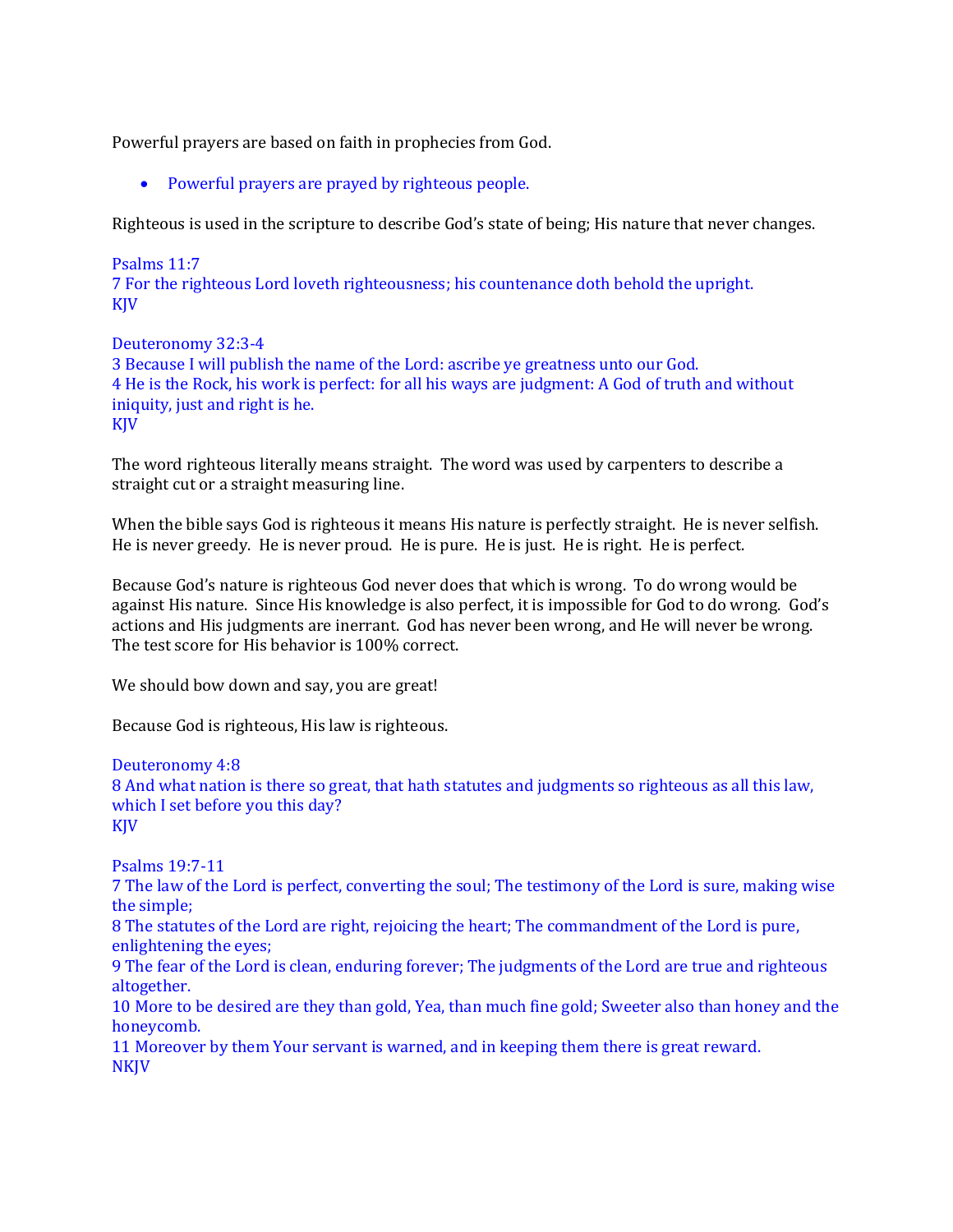Powerful prayers are based on faith in prophecies from God.

- Powerful prayers are prayed by righteous people.

Righteous is used in the scripture to describe God's state of being; His nature that never changes.

Psalms 11:7
7 For the righteous Lord loveth righteousness; his countenance doth behold the upright.
KJV

Deuteronomy 32:3-4
3 Because I will publish the name of the Lord: ascribe ye greatness unto our God.
4 He is the Rock, his work is perfect: for all his ways are judgment: A God of truth and without iniquity, just and right is he.
KJV

The word righteous literally means straight. The word was used by carpenters to describe a straight cut or a straight measuring line.

When the bible says God is righteous it means His nature is perfectly straight. He is never selfish. He is never greedy. He is never proud. He is pure. He is just. He is right. He is perfect.

Because God's nature is righteous God never does that which is wrong. To do wrong would be against His nature. Since His knowledge is also perfect, it is impossible for God to do wrong. God's actions and His judgments are inerrant. God has never been wrong, and He will never be wrong. The test score for His behavior is 100% correct.

We should bow down and say, you are great!

Because God is righteous, His law is righteous.

Deuteronomy 4:8
8 And what nation is there so great, that hath statutes and judgments so righteous as all this law, which I set before you this day?
KJV

Psalms 19:7-11
7 The law of the Lord is perfect, converting the soul; The testimony of the Lord is sure, making wise the simple;
8 The statutes of the Lord are right, rejoicing the heart; The commandment of the Lord is pure, enlightening the eyes;
9 The fear of the Lord is clean, enduring forever; The judgments of the Lord are true and righteous altogether.
10 More to be desired are they than gold, Yea, than much fine gold; Sweeter also than honey and the honeycomb.
11 Moreover by them Your servant is warned, and in keeping them there is great reward.
NKJV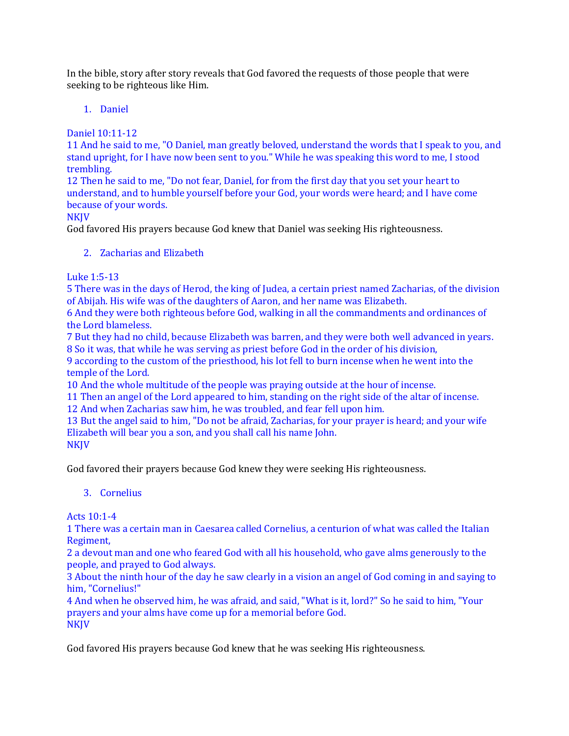In the bible, story after story reveals that God favored the requests of those people that were seeking to be righteous like Him.

1. Daniel

Daniel 10:11-12
11 And he said to me, "O Daniel, man greatly beloved, understand the words that I speak to you, and stand upright, for I have now been sent to you." While he was speaking this word to me, I stood trembling.
12 Then he said to me, "Do not fear, Daniel, for from the first day that you set your heart to understand, and to humble yourself before your God, your words were heard; and I have come because of your words.
NKJV
God favored His prayers because God knew that Daniel was seeking His righteousness.

2. Zacharias and Elizabeth

Luke 1:5-13
5 There was in the days of Herod, the king of Judea, a certain priest named Zacharias, of the division of Abijah. His wife was of the daughters of Aaron, and her name was Elizabeth.
6 And they were both righteous before God, walking in all the commandments and ordinances of the Lord blameless.
7 But they had no child, because Elizabeth was barren, and they were both well advanced in years.
8 So it was, that while he was serving as priest before God in the order of his division,
9 according to the custom of the priesthood, his lot fell to burn incense when he went into the temple of the Lord.
10 And the whole multitude of the people was praying outside at the hour of incense.
11 Then an angel of the Lord appeared to him, standing on the right side of the altar of incense.
12 And when Zacharias saw him, he was troubled, and fear fell upon him.
13 But the angel said to him, "Do not be afraid, Zacharias, for your prayer is heard; and your wife Elizabeth will bear you a son, and you shall call his name John.
NKJV

God favored their prayers because God knew they were seeking His righteousness.

3. Cornelius

Acts 10:1-4
1 There was a certain man in Caesarea called Cornelius, a centurion of what was called the Italian Regiment,
2 a devout man and one who feared God with all his household, who gave alms generously to the people, and prayed to God always.
3 About the ninth hour of the day he saw clearly in a vision an angel of God coming in and saying to him, "Cornelius!"
4 And when he observed him, he was afraid, and said, "What is it, lord?" So he said to him, "Your prayers and your alms have come up for a memorial before God.
NKJV

God favored His prayers because God knew that he was seeking His righteousness.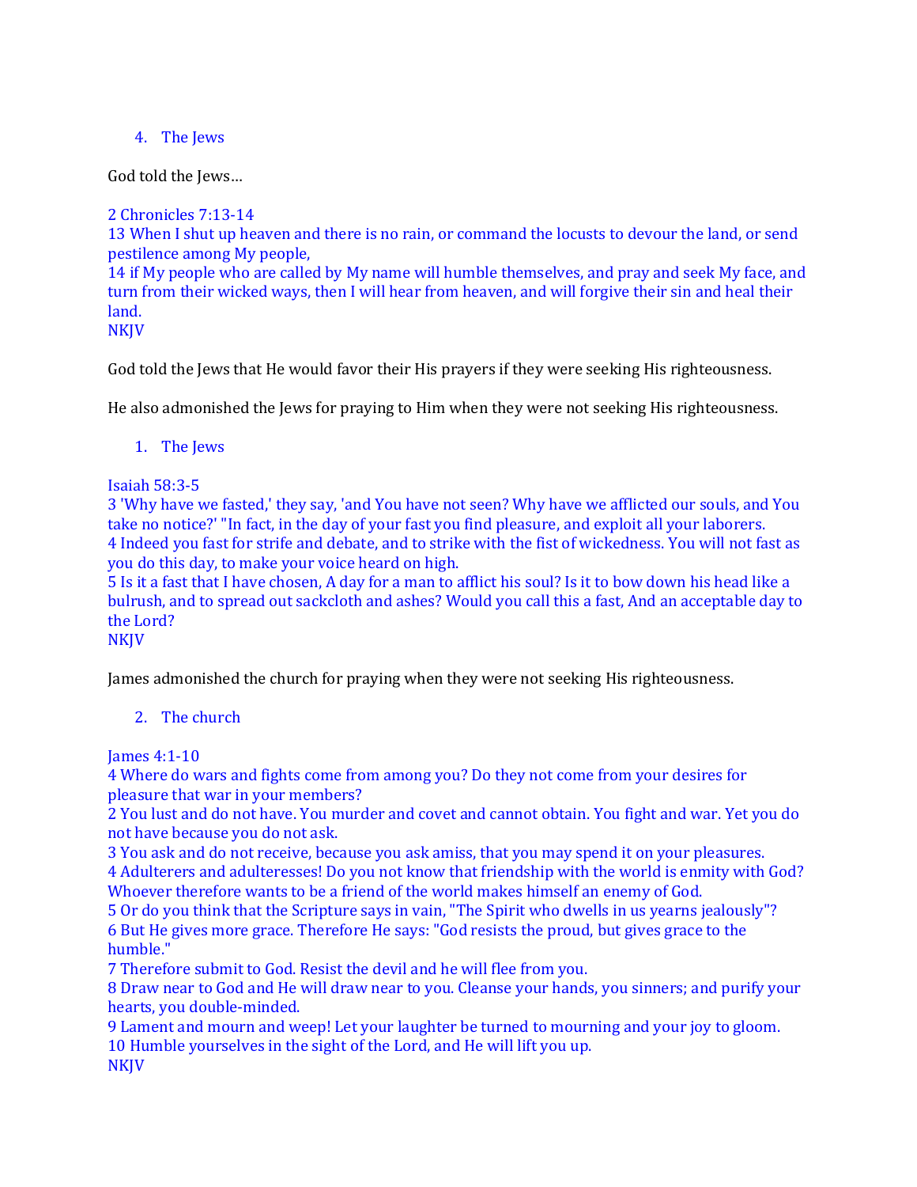4. The Jews

God told the Jews…

2 Chronicles 7:13-14
13 When I shut up heaven and there is no rain, or command the locusts to devour the land, or send pestilence among My people,
14 if My people who are called by My name will humble themselves, and pray and seek My face, and turn from their wicked ways, then I will hear from heaven, and will forgive their sin and heal their land.
NKJV

God told the Jews that He would favor their His prayers if they were seeking His righteousness.

He also admonished the Jews for praying to Him when they were not seeking His righteousness.

1. The Jews

Isaiah 58:3-5
3 'Why have we fasted,' they say, 'and You have not seen? Why have we afflicted our souls, and You take no notice?' "In fact, in the day of your fast you find pleasure, and exploit all your laborers.
4 Indeed you fast for strife and debate, and to strike with the fist of wickedness. You will not fast as you do this day, to make your voice heard on high.
5 Is it a fast that I have chosen, A day for a man to afflict his soul? Is it to bow down his head like a bulrush, and to spread out sackcloth and ashes? Would you call this a fast, And an acceptable day to the Lord?
NKJV

James admonished the church for praying when they were not seeking His righteousness.

2. The church

James 4:1-10
4 Where do wars and fights come from among you? Do they not come from your desires for pleasure that war in your members?
2 You lust and do not have. You murder and covet and cannot obtain. You fight and war. Yet you do not have because you do not ask.
3 You ask and do not receive, because you ask amiss, that you may spend it on your pleasures.
4 Adulterers and adulteresses! Do you not know that friendship with the world is enmity with God? Whoever therefore wants to be a friend of the world makes himself an enemy of God.
5 Or do you think that the Scripture says in vain, "The Spirit who dwells in us yearns jealously"?
6 But He gives more grace. Therefore He says: "God resists the proud, but gives grace to the humble."
7 Therefore submit to God. Resist the devil and he will flee from you.
8 Draw near to God and He will draw near to you. Cleanse your hands, you sinners; and purify your hearts, you double-minded.
9 Lament and mourn and weep! Let your laughter be turned to mourning and your joy to gloom.
10 Humble yourselves in the sight of the Lord, and He will lift you up.
NKJV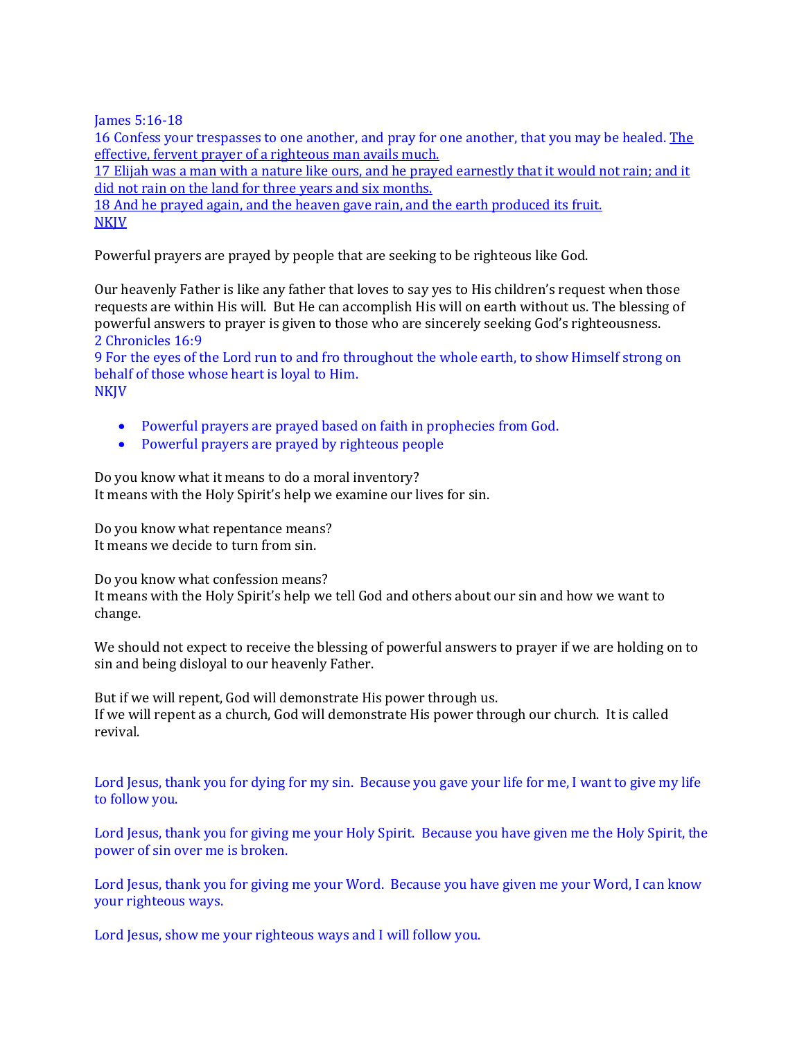James 5:16-18

16 Confess your trespasses to one another, and pray for one another, that you may be healed. The effective, fervent prayer of a righteous man avails much.

17 Elijah was a man with a nature like ours, and he prayed earnestly that it would not rain; and it did not rain on the land for three years and six months.

18 And he prayed again, and the heaven gave rain, and the earth produced its fruit.

NKJV

Powerful prayers are prayed by people that are seeking to be righteous like God.

Our heavenly Father is like any father that loves to say yes to His children's request when those requests are within His will. But He can accomplish His will on earth without us. The blessing of powerful answers to prayer is given to those who are sincerely seeking God's righteousness.

2 Chronicles 16:9

9 For the eyes of the Lord run to and fro throughout the whole earth, to show Himself strong on behalf of those whose heart is loyal to Him.

NKJV

- Powerful prayers are prayed based on faith in prophecies from God.
- Powerful prayers are prayed by righteous people

Do you know what it means to do a moral inventory?
It means with the Holy Spirit's help we examine our lives for sin.

Do you know what repentance means?
It means we decide to turn from sin.

Do you know what confession means?
It means with the Holy Spirit's help we tell God and others about our sin and how we want to change.

We should not expect to receive the blessing of powerful answers to prayer if we are holding on to sin and being disloyal to our heavenly Father.

But if we will repent, God will demonstrate His power through us.
If we will repent as a church, God will demonstrate His power through our church. It is called revival.

Lord Jesus, thank you for dying for my sin. Because you gave your life for me, I want to give my life to follow you.

Lord Jesus, thank you for giving me your Holy Spirit. Because you have given me the Holy Spirit, the power of sin over me is broken.

Lord Jesus, thank you for giving me your Word. Because you have given me your Word, I can know your righteous ways.

Lord Jesus, show me your righteous ways and I will follow you.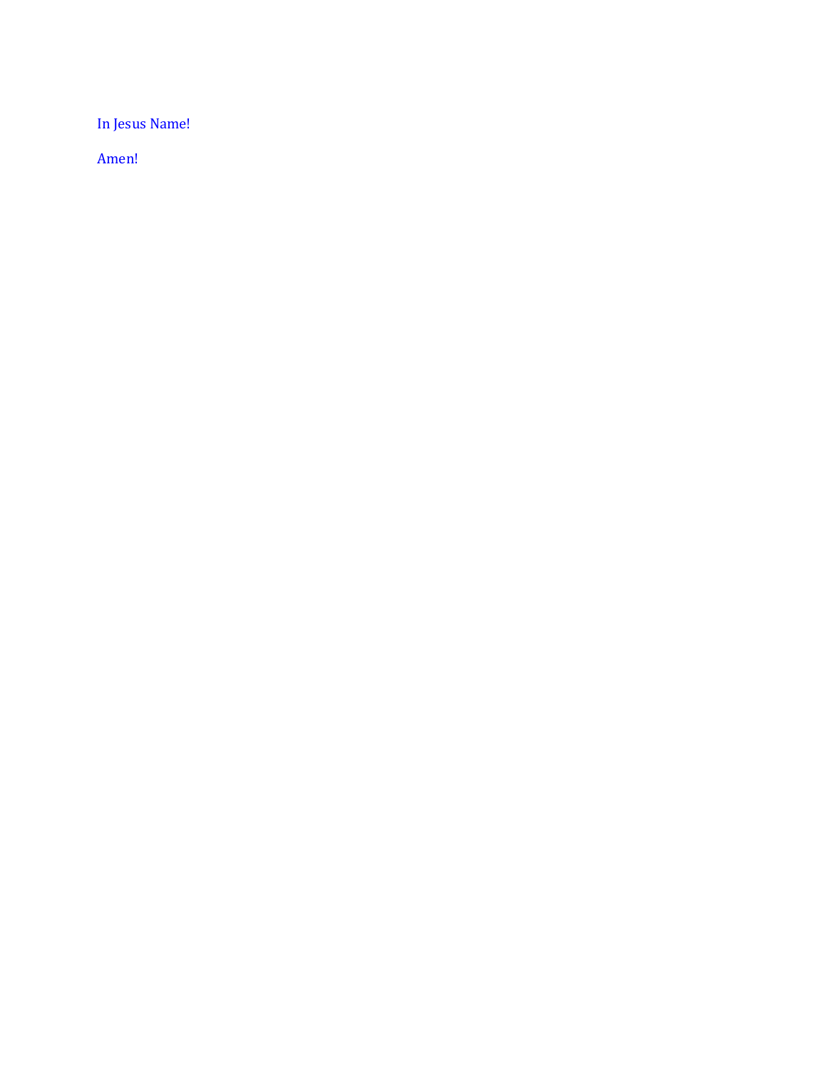In Jesus Name!

Amen!